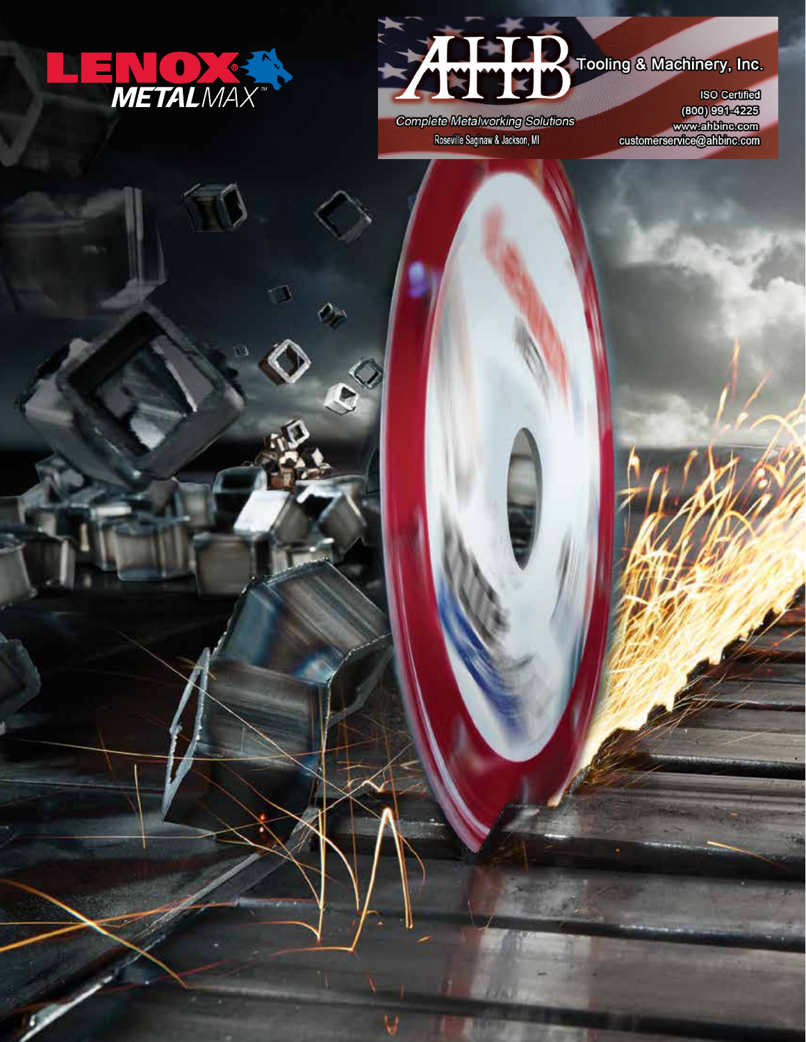LENOX METALMAX™

AHB Tooling & Machinery, Inc.

*Complete Metalworking Solutions*

Roseville Saginaw & Jackson, MI

ISO Certified

(800) 991-4225

www.ahbinc.com

customerservice@ahbinc.com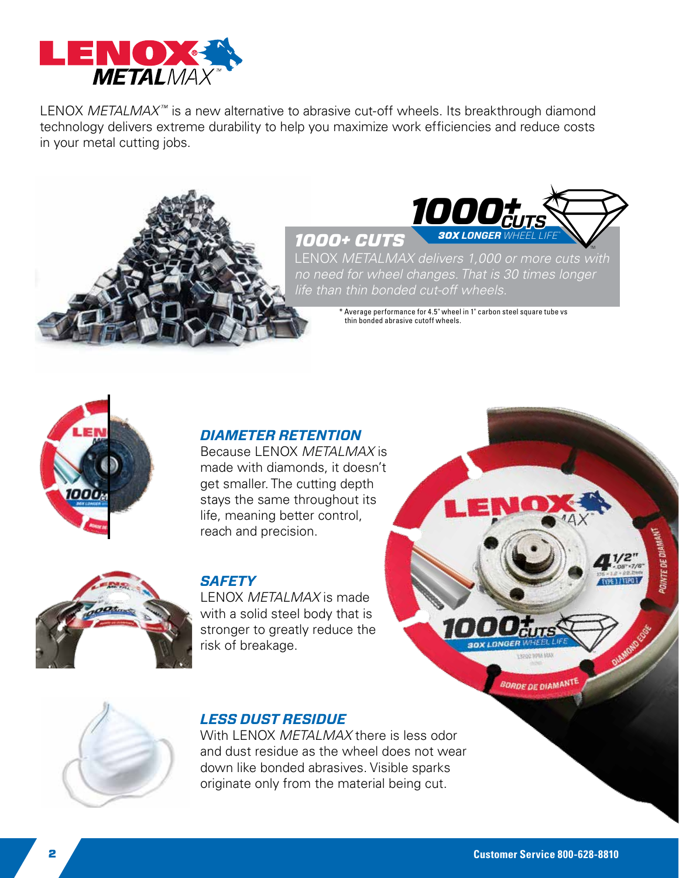LENOX *METALMAX*™ is a new alternative to abrasive cut-off wheels. Its breakthrough diamond technology delivers extreme durability to help you maximize work efficiencies and reduce costs in your metal cutting jobs.

## *1000+ CUTS*

*LENOX METALMAX delivers 1,000 or more cuts with no need for wheel changes. That is 30 times longer life than thin bonded cut-off wheels.*

\* Average performance for 4.5" wheel in 1" carbon steel square tube vs thin bonded abrasive cutoff wheels.

## *DIAMETER RETENTION*

Because LENOX *METALMAX* is made with diamonds, it doesn't get smaller. The cutting depth stays the same throughout its life, meaning better control, reach and precision.

## *SAFETY*

LENOX *METALMAX* is made with a solid steel body that is stronger to greatly reduce the risk of breakage.

## *LESS DUST RESIDUE*

With LENOX *METALMAX* there is less odor and dust residue as the wheel does not wear down like bonded abrasives. Visible sparks originate only from the material being cut.

Customer Service 800-628-8810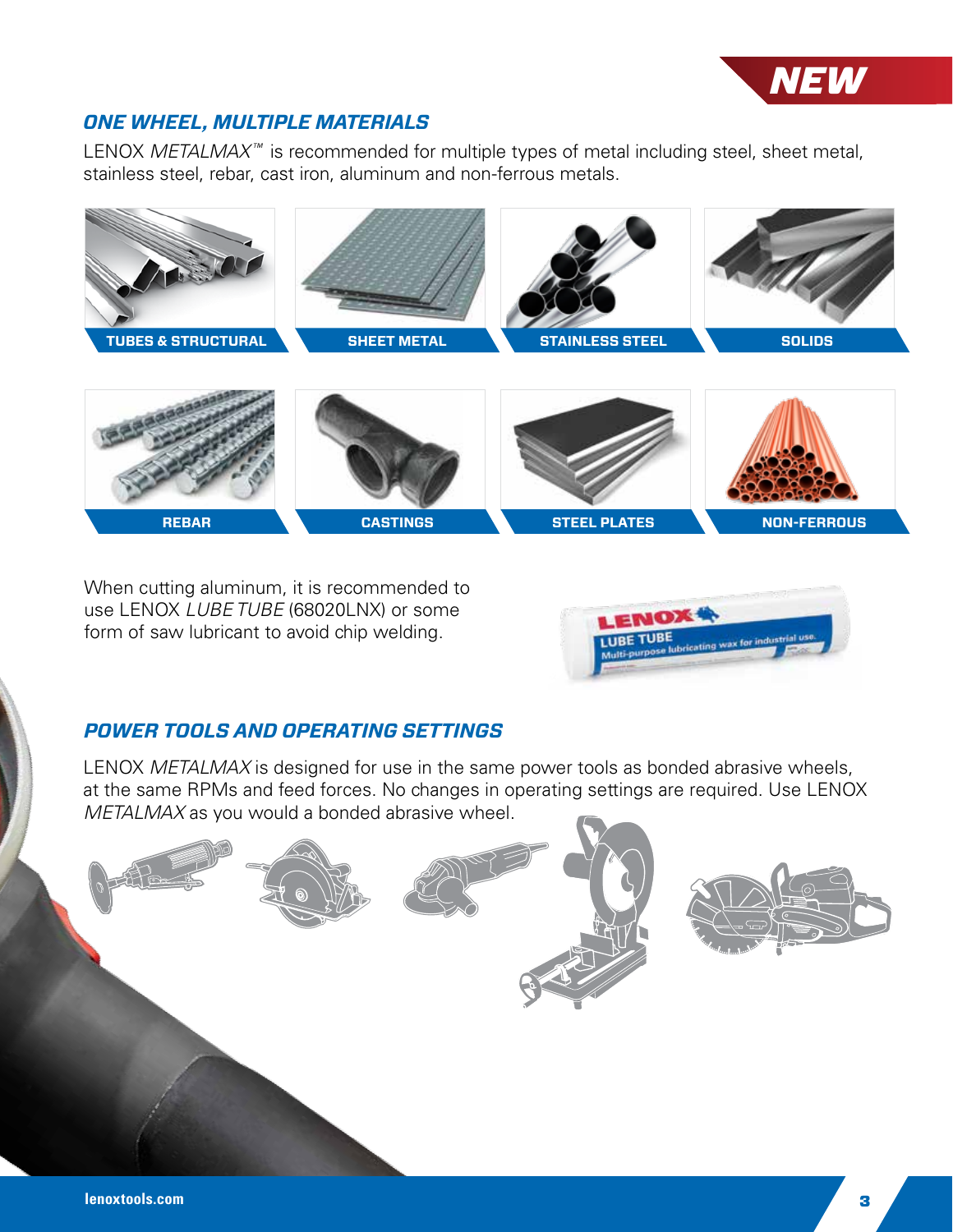NEW

## *ONE WHEEL, MULTIPLE MATERIALS*

LENOX *METALMAX™* is recommended for multiple types of metal including steel, sheet metal, stainless steel, rebar, cast iron, aluminum and non-ferrous metals.

- TUBES & STRUCTURAL
- SHEET METAL
- STAINLESS STEEL
- SOLIDS
- REBAR
- CASTINGS
- STEEL PLATES
- NON-FERROUS

When cutting aluminum, it is recommended to use LENOX *LUBE TUBE* (68020LNX) or some form of saw lubricant to avoid chip welding.

## *POWER TOOLS AND OPERATING SETTINGS*

LENOX *METALMAX* is designed for use in the same power tools as bonded abrasive wheels, at the same RPMs and feed forces. No changes in operating settings are required. Use LENOX *METALMAX* as you would a bonded abrasive wheel.

lenoxtools.com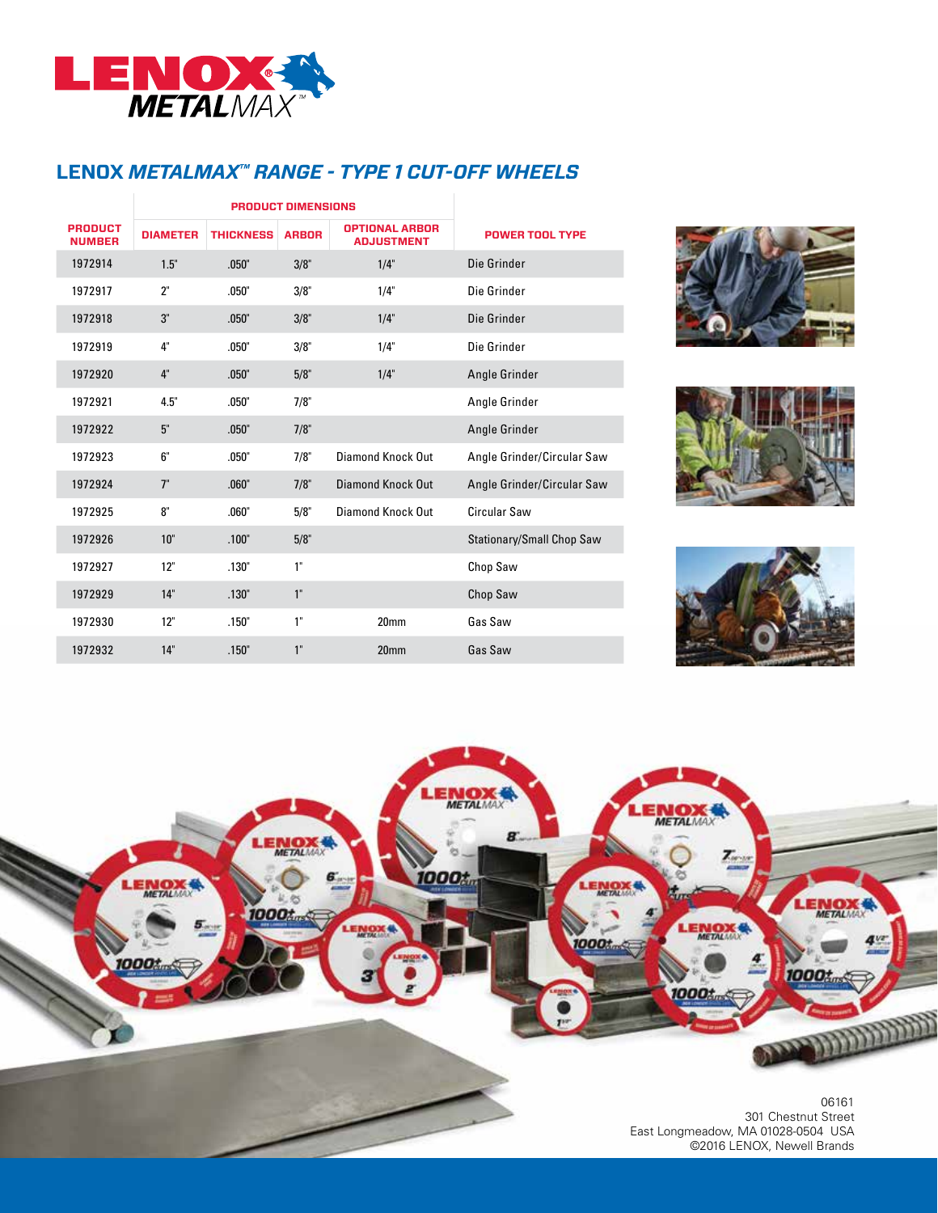## LENOX *METALMAX™ RANGE - TYPE 1 CUT-OFF WHEELS*

| PRODUCT NUMBER | PRODUCT DIMENSIONS | | | | POWER TOOL TYPE |
|---|---|---|---|---|---|
| | DIAMETER | THICKNESS | ARBOR | OPTIONAL ARBOR ADJUSTMENT | |
| 1972914 | 1.5" | .050" | 3/8" | 1/4" | Die Grinder |
| 1972917 | 2" | .050" | 3/8" | 1/4" | Die Grinder |
| 1972918 | 3" | .050" | 3/8" | 1/4" | Die Grinder |
| 1972919 | 4" | .050" | 3/8" | 1/4" | Die Grinder |
| 1972920 | 4" | .050" | 5/8" | 1/4" | Angle Grinder |
| 1972921 | 4.5" | .050" | 7/8" | | Angle Grinder |
| 1972922 | 5" | .050" | 7/8" | | Angle Grinder |
| 1972923 | 6" | .050" | 7/8" | Diamond Knock Out | Angle Grinder/Circular Saw |
| 1972924 | 7" | .060" | 7/8" | Diamond Knock Out | Angle Grinder/Circular Saw |
| 1972925 | 8" | .060" | 5/8" | Diamond Knock Out | Circular Saw |
| 1972926 | 10" | .100" | 5/8" | | Stationary/Small Chop Saw |
| 1972927 | 12" | .130" | 1" | | Chop Saw |
| 1972929 | 14" | .130" | 1" | | Chop Saw |
| 1972930 | 12" | .150" | 1" | 20mm | Gas Saw |
| 1972932 | 14" | .150" | 1" | 20mm | Gas Saw |

06161
301 Chestnut Street
East Longmeadow, MA 01028-0504 USA
©2016 LENOX, Newell Brands